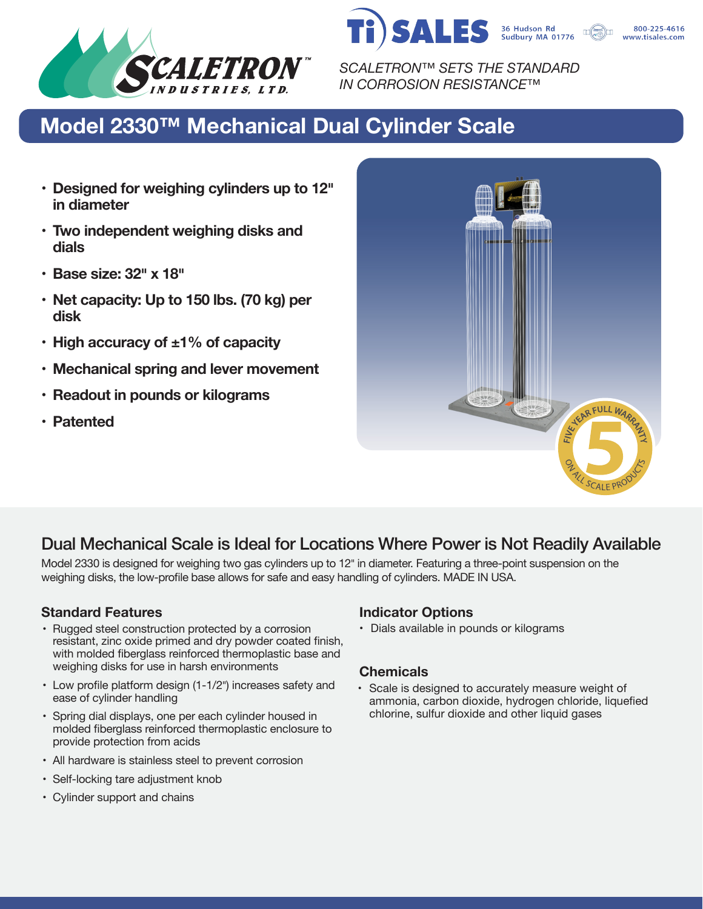SCALETRON™ INDUSTRIES, LTD.

Ti SALES
36 Hudson Rd
Sudbury MA 01776

800-225-4616
www.tisales.com

*SCALETRON™ SETS THE STANDARD IN CORROSION RESISTANCE™*

# Model 2330™ Mechanical Dual Cylinder Scale

- **Designed for weighing cylinders up to 12" in diameter**
- **Two independent weighing disks and dials**
- **Base size: 32" x 18"**
- **Net capacity: Up to 150 lbs. (70 kg) per disk**
- **High accuracy of ±1% of capacity**
- **Mechanical spring and lever movement**
- **Readout in pounds or kilograms**
- **Patented**

FIVE YEAR FULL WARRANTY 5 ON ALL SCALE PRODUCTS

## Dual Mechanical Scale is Ideal for Locations Where Power is Not Readily Available

Model 2330 is designed for weighing two gas cylinders up to 12" in diameter. Featuring a three-point suspension on the weighing disks, the low-profile base allows for safe and easy handling of cylinders. MADE IN USA.

### Standard Features

- Rugged steel construction protected by a corrosion resistant, zinc oxide primed and dry powder coated finish, with molded fiberglass reinforced thermoplastic base and weighing disks for use in harsh environments
- Low profile platform design (1-1/2") increases safety and ease of cylinder handling
- Spring dial displays, one per each cylinder housed in molded fiberglass reinforced thermoplastic enclosure to provide protection from acids
- All hardware is stainless steel to prevent corrosion
- Self-locking tare adjustment knob
- Cylinder support and chains

### Indicator Options

- Dials available in pounds or kilograms

### Chemicals

- Scale is designed to accurately measure weight of ammonia, carbon dioxide, hydrogen chloride, liquefied chlorine, sulfur dioxide and other liquid gases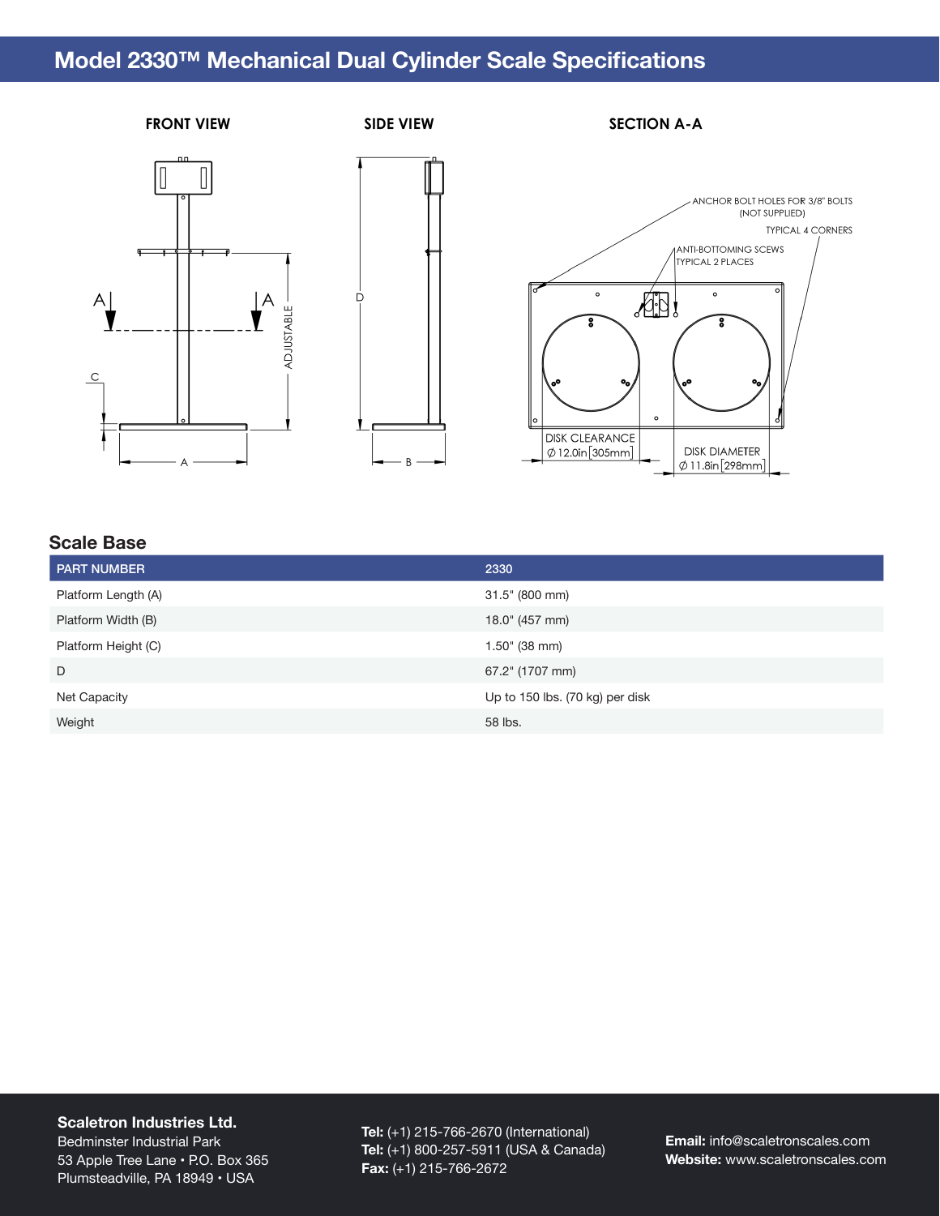# Model 2330™ Mechanical Dual Cylinder Scale Specifications

FRONT VIEW

SIDE VIEW

SECTION A-A

ANCHOR BOLT HOLES FOR 3/8" BOLTS (NOT SUPPLIED)

TYPICAL 4 CORNERS

ANTI-BOTTOMING SCEWS TYPICAL 2 PLACES

DISK CLEARANCE Ø 12.0in [305mm]

DISK DIAMETER Ø 11.8in [298mm]

ADJUSTABLE

A

B

C

D

## Scale Base

| PART NUMBER | 2330 |
|---|---|
| Platform Length (A) | 31.5" (800 mm) |
| Platform Width (B) | 18.0" (457 mm) |
| Platform Height (C) | 1.50" (38 mm) |
| D | 67.2" (1707 mm) |
| Net Capacity | Up to 150 lbs. (70 kg) per disk |
| Weight | 58 lbs. |

**Scaletron Industries Ltd.**
Bedminster Industrial Park
53 Apple Tree Lane • P.O. Box 365
Plumsteadville, PA 18949 • USA

**Tel:** (+1) 215-766-2670 (International)
**Tel:** (+1) 800-257-5911 (USA & Canada)
**Fax:** (+1) 215-766-2672

**Email:** info@scaletronscales.com
**Website:** www.scaletronscales.com